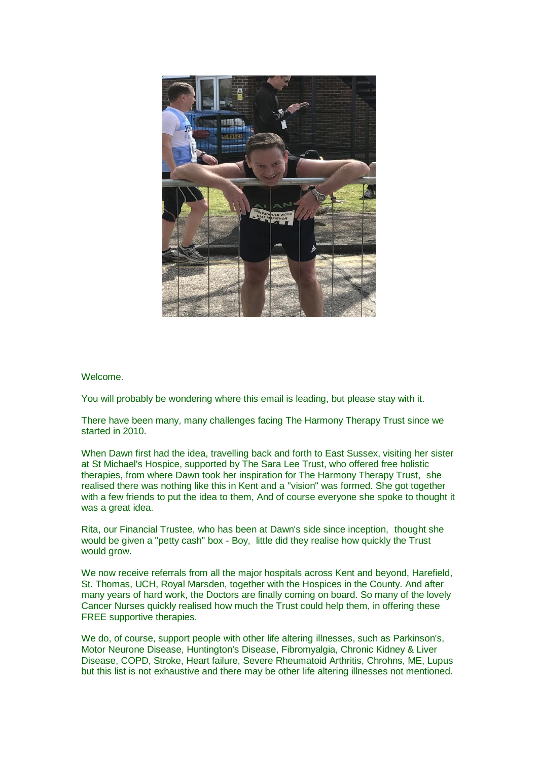Welcome.

You will probably be wondering where this email is leading, but please stay with it.

There have been many, many challenges facing The Harmony Therapy Trust since we started in 2010.

When Dawn first had the idea, travelling back and forth to East Sussex, visiting her sister at St Michael's Hospice, supported by The Sara Lee Trust, who offered free holistic therapies, from where Dawn took her inspiration for The Harmony Therapy Trust, she realised there was nothing like this in Kent and a "vision" was formed. She got together with a few friends to put the idea to them, And of course everyone she spoke to thought it was a great idea.

Rita, our Financial Trustee, who has been at Dawn's side since inception, thought she would be given a "petty cash" box - Boy, little did they realise how quickly the Trust would grow.

We now receive referrals from all the major hospitals across Kent and beyond, Harefield, St. Thomas, UCH, Royal Marsden, together with the Hospices in the County. And after many years of hard work, the Doctors are finally coming on board. So many of the lovely Cancer Nurses quickly realised how much the Trust could help them, in offering these FREE supportive therapies.

We do, of course, support people with other life altering illnesses, such as Parkinson's, Motor Neurone Disease, Huntington's Disease, Fibromyalgia, Chronic Kidney & Liver Disease, COPD, Stroke, Heart failure, Severe Rheumatoid Arthritis, Chrohns, ME, Lupus but this list is not exhaustive and there may be other life altering illnesses not mentioned.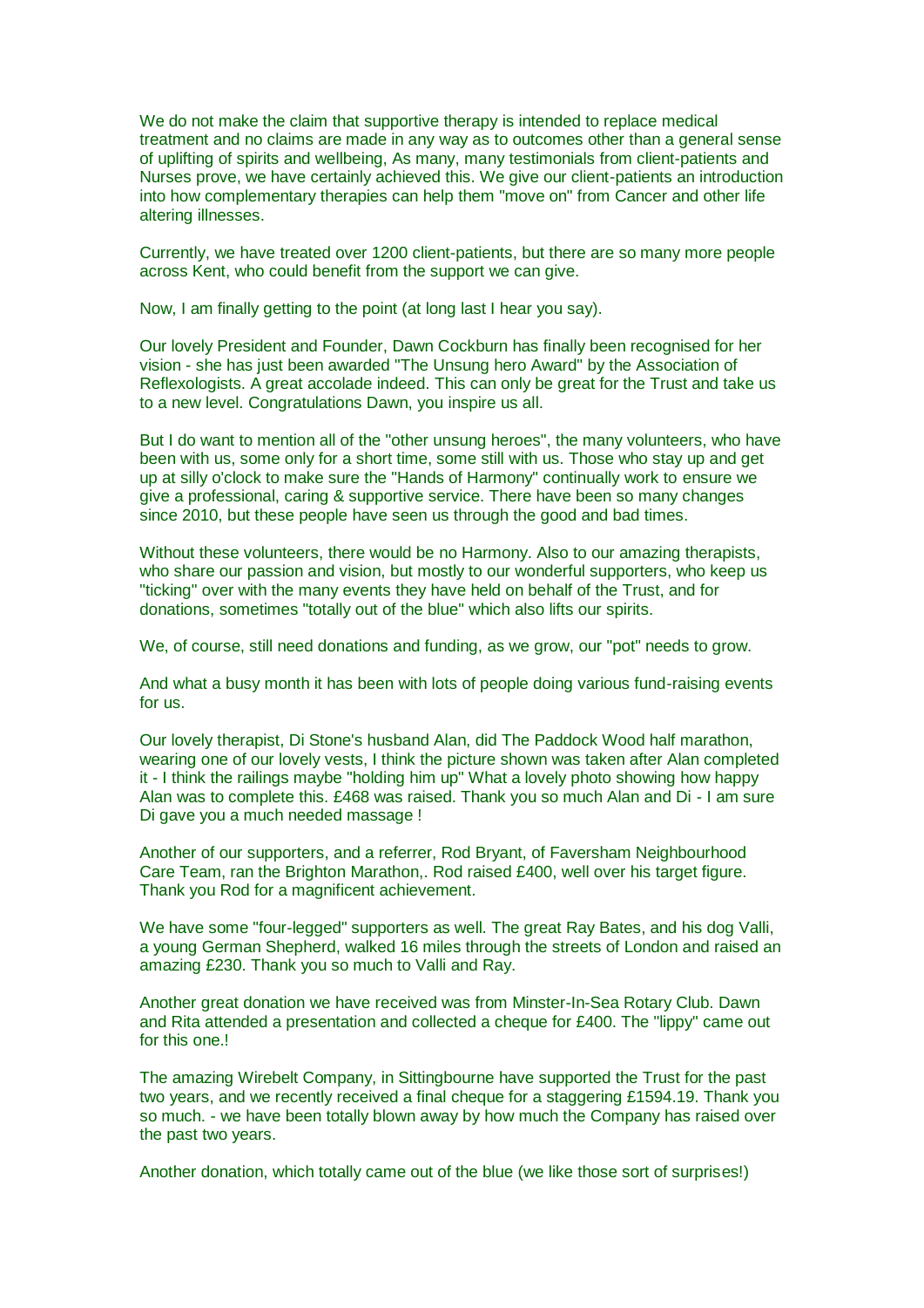We do not make the claim that supportive therapy is intended to replace medical treatment and no claims are made in any way as to outcomes other than a general sense of uplifting of spirits and wellbeing, As many, many testimonials from client-patients and Nurses prove, we have certainly achieved this. We give our client-patients an introduction into how complementary therapies can help them "move on" from Cancer and other life altering illnesses.

Currently, we have treated over 1200 client-patients, but there are so many more people across Kent, who could benefit from the support we can give.

Now, I am finally getting to the point (at long last I hear you say).

Our lovely President and Founder, Dawn Cockburn has finally been recognised for her vision - she has just been awarded "The Unsung hero Award" by the Association of Reflexologists. A great accolade indeed. This can only be great for the Trust and take us to a new level. Congratulations Dawn, you inspire us all.

But I do want to mention all of the "other unsung heroes", the many volunteers, who have been with us, some only for a short time, some still with us. Those who stay up and get up at silly o'clock to make sure the "Hands of Harmony" continually work to ensure we give a professional, caring & supportive service. There have been so many changes since 2010, but these people have seen us through the good and bad times.

Without these volunteers, there would be no Harmony. Also to our amazing therapists, who share our passion and vision, but mostly to our wonderful supporters, who keep us "ticking" over with the many events they have held on behalf of the Trust, and for donations, sometimes "totally out of the blue" which also lifts our spirits.

We, of course, still need donations and funding, as we grow, our "pot" needs to grow.

And what a busy month it has been with lots of people doing various fund-raising events for us.

Our lovely therapist, Di Stone's husband Alan, did The Paddock Wood half marathon, wearing one of our lovely vests, I think the picture shown was taken after Alan completed it - I think the railings maybe "holding him up" What a lovely photo showing how happy Alan was to complete this. £468 was raised. Thank you so much Alan and Di - I am sure Di gave you a much needed massage !

Another of our supporters, and a referrer, Rod Bryant, of Faversham Neighbourhood Care Team, ran the Brighton Marathon,. Rod raised £400, well over his target figure. Thank you Rod for a magnificent achievement.

We have some "four-legged" supporters as well. The great Ray Bates, and his dog Valli, a young German Shepherd, walked 16 miles through the streets of London and raised an amazing £230. Thank you so much to Valli and Ray.

Another great donation we have received was from Minster-In-Sea Rotary Club. Dawn and Rita attended a presentation and collected a cheque for £400. The "lippy" came out for this one.!

The amazing Wirebelt Company, in Sittingbourne have supported the Trust for the past two years, and we recently received a final cheque for a staggering £1594.19. Thank you so much. - we have been totally blown away by how much the Company has raised over the past two years.

Another donation, which totally came out of the blue (we like those sort of surprises!)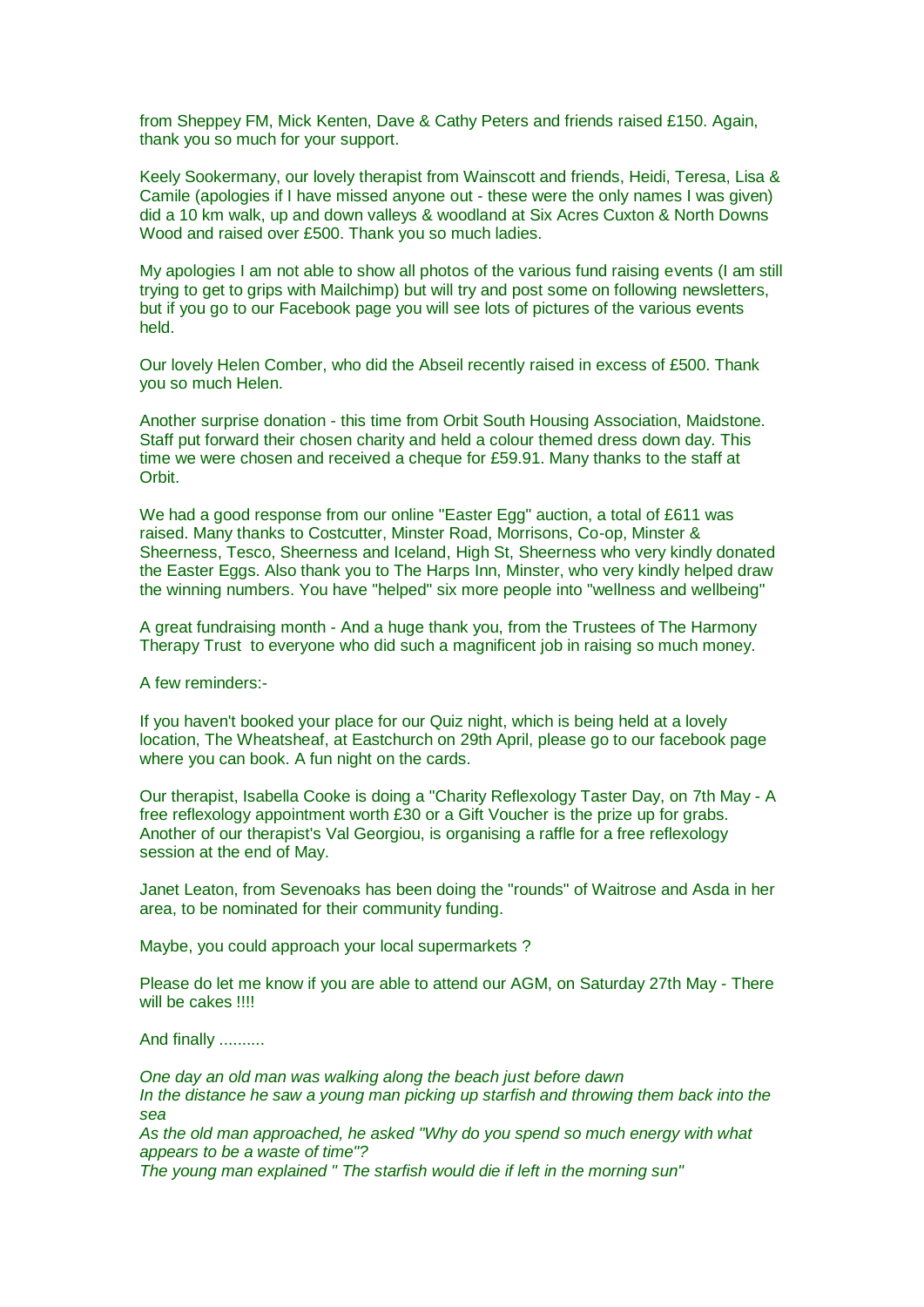from Sheppey FM, Mick Kenten, Dave & Cathy Peters and friends raised £150. Again, thank you so much for your support.

Keely Sookermany, our lovely therapist from Wainscott and friends, Heidi, Teresa, Lisa & Camile (apologies if I have missed anyone out - these were the only names I was given) did a 10 km walk, up and down valleys & woodland at Six Acres Cuxton & North Downs Wood and raised over £500. Thank you so much ladies.

My apologies I am not able to show all photos of the various fund raising events (I am still trying to get to grips with Mailchimp) but will try and post some on following newsletters, but if you go to our Facebook page you will see lots of pictures of the various events held.

Our lovely Helen Comber, who did the Abseil recently raised in excess of £500. Thank you so much Helen.

Another surprise donation - this time from Orbit South Housing Association, Maidstone. Staff put forward their chosen charity and held a colour themed dress down day. This time we were chosen and received a cheque for £59.91. Many thanks to the staff at Orbit.

We had a good response from our online "Easter Egg" auction, a total of £611 was raised. Many thanks to Costcutter, Minster Road, Morrisons, Co-op, Minster & Sheerness, Tesco, Sheerness and Iceland, High St, Sheerness who very kindly donated the Easter Eggs. Also thank you to The Harps Inn, Minster, who very kindly helped draw the winning numbers. You have "helped" six more people into "wellness and wellbeing"

A great fundraising month - And a huge thank you, from the Trustees of The Harmony Therapy Trust  to everyone who did such a magnificent job in raising so much money.

A few reminders:-

If you haven't booked your place for our Quiz night, which is being held at a lovely location, The Wheatsheaf, at Eastchurch on 29th April, please go to our facebook page where you can book. A fun night on the cards.

Our therapist, Isabella Cooke is doing a "Charity Reflexology Taster Day, on 7th May - A free reflexology appointment worth £30 or a Gift Voucher is the prize up for grabs. Another of our therapist's Val Georgiou, is organising a raffle for a free reflexology session at the end of May.

Janet Leaton, from Sevenoaks has been doing the "rounds" of Waitrose and Asda in her area, to be nominated for their community funding.

Maybe, you could approach your local supermarkets ?

Please do let me know if you are able to attend our AGM, on Saturday 27th May - There will be cakes !!!!

And finally ..........

*One day an old man was walking along the beach just before dawn*
*In the distance he saw a young man picking up starfish and throwing them back into the sea*
*As the old man approached, he asked "Why do you spend so much energy with what appears to be a waste of time"?*
*The young man explained " The starfish would die if left in the morning sun"*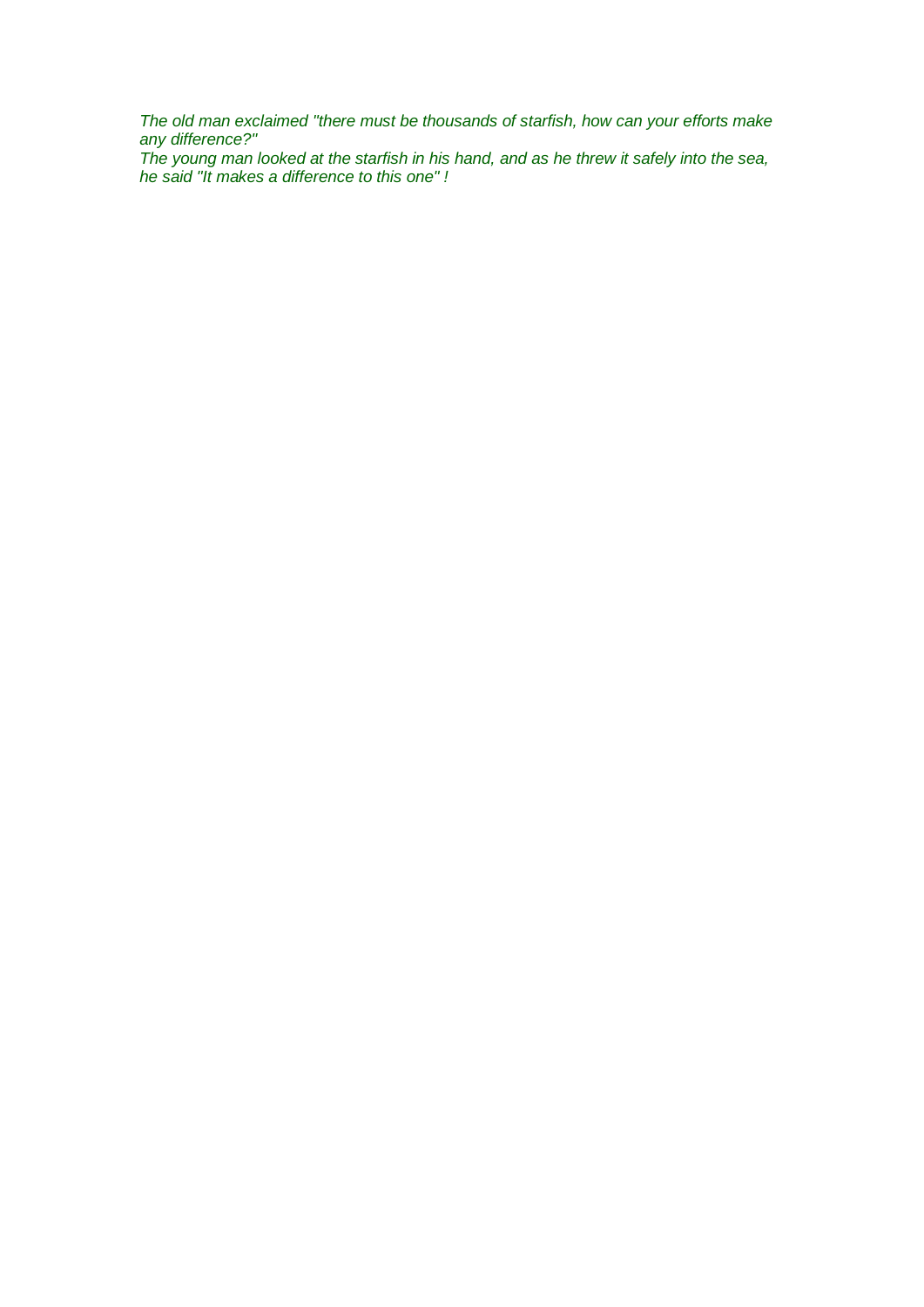*The old man exclaimed "there must be thousands of starfish, how can your efforts make any difference?"*
*The young man looked at the starfish in his hand, and as he threw it safely into the sea, he said "It makes a difference to this one" !*